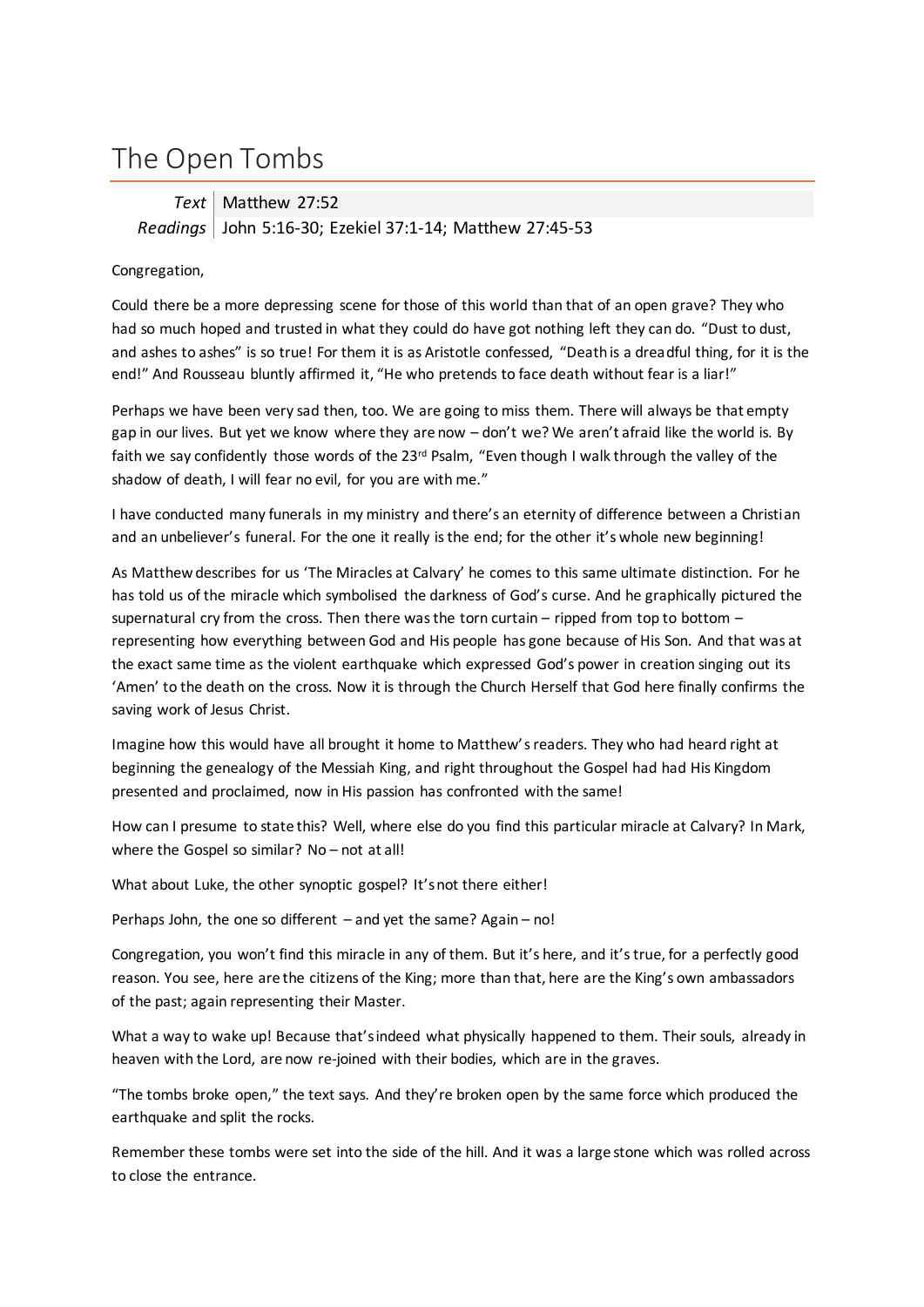# The Open Tombs

| *Text* | Matthew 27:52 |
|---|---|
| *Readings* | John 5:16-30; Ezekiel 37:1-14; Matthew 27:45-53 |

Congregation,

Could there be a more depressing scene for those of this world than that of an open grave? They who had so much hoped and trusted in what they could do have got nothing left they can do. "Dust to dust, and ashes to ashes" is so true! For them it is as Aristotle confessed, "Death is a dreadful thing, for it is the end!" And Rousseau bluntly affirmed it, "He who pretends to face death without fear is a liar!"

Perhaps we have been very sad then, too. We are going to miss them. There will always be that empty gap in our lives. But yet we know where they are now – don't we? We aren't afraid like the world is. By faith we say confidently those words of the 23rd Psalm, "Even though I walk through the valley of the shadow of death, I will fear no evil, for you are with me."

I have conducted many funerals in my ministry and there's an eternity of difference between a Christian and an unbeliever's funeral. For the one it really is the end; for the other it's whole new beginning!

As Matthew describes for us 'The Miracles at Calvary' he comes to this same ultimate distinction. For he has told us of the miracle which symbolised the darkness of God's curse. And he graphically pictured the supernatural cry from the cross. Then there was the torn curtain – ripped from top to bottom – representing how everything between God and His people has gone because of His Son. And that was at the exact same time as the violent earthquake which expressed God's power in creation singing out its 'Amen' to the death on the cross. Now it is through the Church Herself that God here finally confirms the saving work of Jesus Christ.

Imagine how this would have all brought it home to Matthew's readers. They who had heard right at beginning the genealogy of the Messiah King, and right throughout the Gospel had had His Kingdom presented and proclaimed, now in His passion has confronted with the same!

How can I presume to state this? Well, where else do you find this particular miracle at Calvary? In Mark, where the Gospel so similar? No – not at all!

What about Luke, the other synoptic gospel? It's not there either!

Perhaps John, the one so different – and yet the same? Again – no!

Congregation, you won't find this miracle in any of them. But it's here, and it's true, for a perfectly good reason. You see, here are the citizens of the King; more than that, here are the King's own ambassadors of the past; again representing their Master.

What a way to wake up! Because that's indeed what physically happened to them. Their souls, already in heaven with the Lord, are now re-joined with their bodies, which are in the graves.

"The tombs broke open," the text says. And they're broken open by the same force which produced the earthquake and split the rocks.

Remember these tombs were set into the side of the hill. And it was a large stone which was rolled across to close the entrance.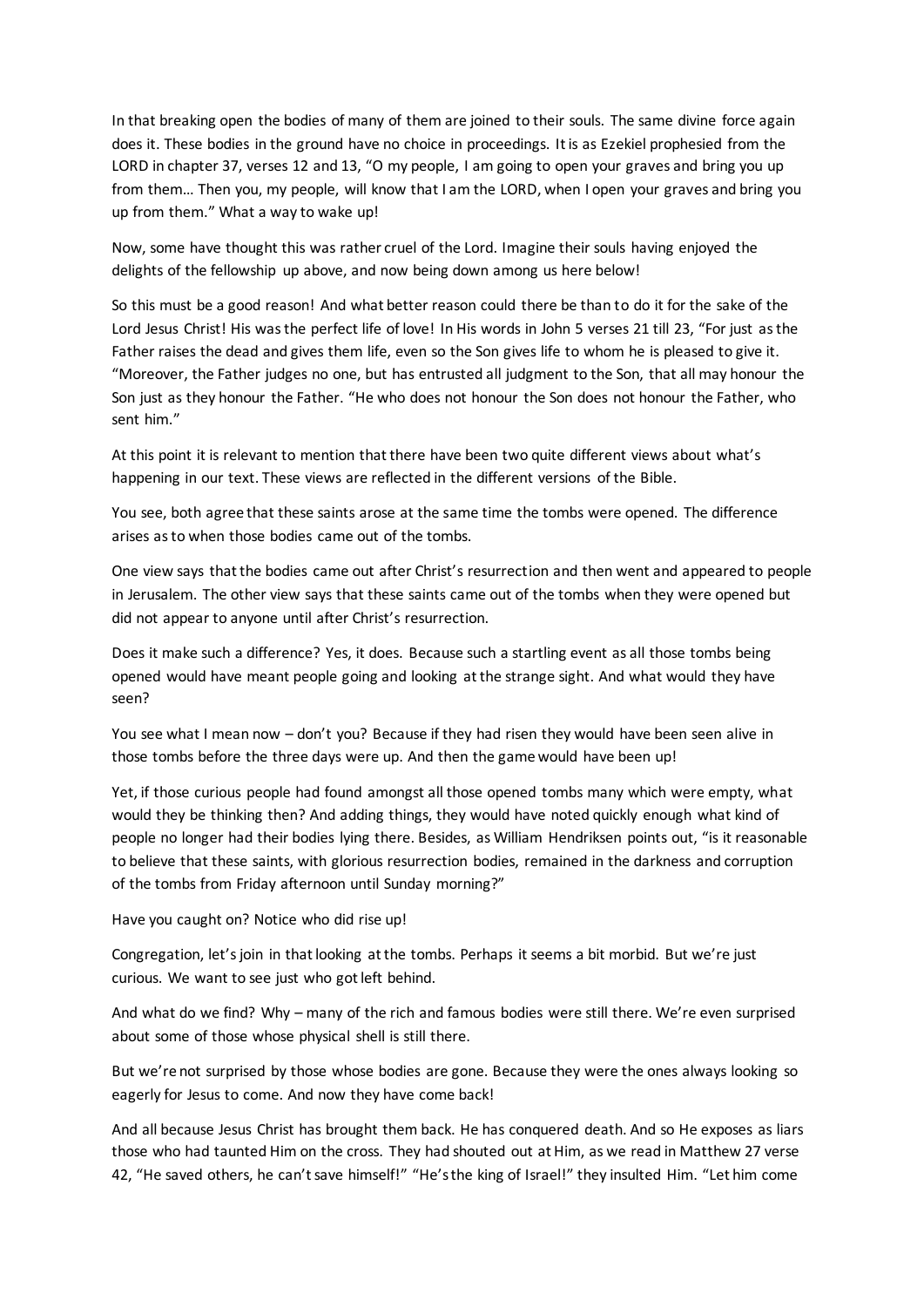In that breaking open the bodies of many of them are joined to their souls. The same divine force again does it. These bodies in the ground have no choice in proceedings. It is as Ezekiel prophesied from the LORD in chapter 37, verses 12 and 13, "O my people, I am going to open your graves and bring you up from them… Then you, my people, will know that I am the LORD, when I open your graves and bring you up from them." What a way to wake up!

Now, some have thought this was rather cruel of the Lord. Imagine their souls having enjoyed the delights of the fellowship up above, and now being down among us here below!

So this must be a good reason! And what better reason could there be than to do it for the sake of the Lord Jesus Christ! His was the perfect life of love! In His words in John 5 verses 21 till 23, "For just as the Father raises the dead and gives them life, even so the Son gives life to whom he is pleased to give it. "Moreover, the Father judges no one, but has entrusted all judgment to the Son, that all may honour the Son just as they honour the Father. "He who does not honour the Son does not honour the Father, who sent him."

At this point it is relevant to mention that there have been two quite different views about what's happening in our text. These views are reflected in the different versions of the Bible.

You see, both agree that these saints arose at the same time the tombs were opened. The difference arises as to when those bodies came out of the tombs.

One view says that the bodies came out after Christ's resurrection and then went and appeared to people in Jerusalem. The other view says that these saints came out of the tombs when they were opened but did not appear to anyone until after Christ's resurrection.

Does it make such a difference? Yes, it does. Because such a startling event as all those tombs being opened would have meant people going and looking at the strange sight. And what would they have seen?

You see what I mean now – don't you? Because if they had risen they would have been seen alive in those tombs before the three days were up. And then the game would have been up!

Yet, if those curious people had found amongst all those opened tombs many which were empty, what would they be thinking then? And adding things, they would have noted quickly enough what kind of people no longer had their bodies lying there. Besides, as William Hendriksen points out, "is it reasonable to believe that these saints, with glorious resurrection bodies, remained in the darkness and corruption of the tombs from Friday afternoon until Sunday morning?"

Have you caught on? Notice who did rise up!

Congregation, let's join in that looking at the tombs. Perhaps it seems a bit morbid. But we're just curious. We want to see just who got left behind.

And what do we find? Why – many of the rich and famous bodies were still there. We're even surprised about some of those whose physical shell is still there.

But we're not surprised by those whose bodies are gone. Because they were the ones always looking so eagerly for Jesus to come. And now they have come back!

And all because Jesus Christ has brought them back. He has conquered death. And so He exposes as liars those who had taunted Him on the cross. They had shouted out at Him, as we read in Matthew 27 verse 42, "He saved others, he can't save himself!" "He's the king of Israel!" they insulted Him. "Let him come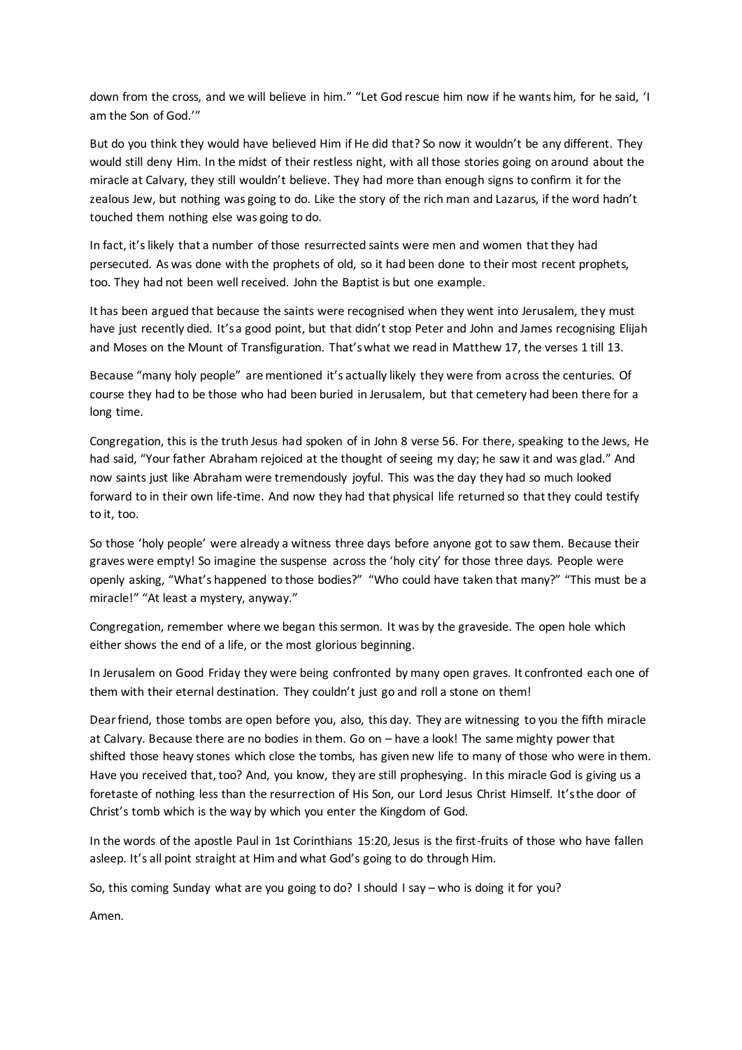down from the cross, and we will believe in him." "Let God rescue him now if he wants him, for he said, 'I am the Son of God.'"

But do you think they would have believed Him if He did that? So now it wouldn't be any different. They would still deny Him. In the midst of their restless night, with all those stories going on around about the miracle at Calvary, they still wouldn't believe. They had more than enough signs to confirm it for the zealous Jew, but nothing was going to do. Like the story of the rich man and Lazarus, if the word hadn't touched them nothing else was going to do.

In fact, it's likely that a number of those resurrected saints were men and women that they had persecuted. As was done with the prophets of old, so it had been done to their most recent prophets, too. They had not been well received. John the Baptist is but one example.

It has been argued that because the saints were recognised when they went into Jerusalem, they must have just recently died. It's a good point, but that didn't stop Peter and John and James recognising Elijah and Moses on the Mount of Transfiguration. That's what we read in Matthew 17, the verses 1 till 13.

Because "many holy people" are mentioned it's actually likely they were from across the centuries. Of course they had to be those who had been buried in Jerusalem, but that cemetery had been there for a long time.

Congregation, this is the truth Jesus had spoken of in John 8 verse 56. For there, speaking to the Jews, He had said, "Your father Abraham rejoiced at the thought of seeing my day; he saw it and was glad." And now saints just like Abraham were tremendously joyful. This was the day they had so much looked forward to in their own life-time. And now they had that physical life returned so that they could testify to it, too.

So those 'holy people' were already a witness three days before anyone got to saw them. Because their graves were empty! So imagine the suspense across the 'holy city' for those three days. People were openly asking, "What's happened to those bodies?" "Who could have taken that many?" "This must be a miracle!" "At least a mystery, anyway."

Congregation, remember where we began this sermon. It was by the graveside. The open hole which either shows the end of a life, or the most glorious beginning.

In Jerusalem on Good Friday they were being confronted by many open graves. It confronted each one of them with their eternal destination. They couldn't just go and roll a stone on them!

Dear friend, those tombs are open before you, also, this day. They are witnessing to you the fifth miracle at Calvary. Because there are no bodies in them. Go on – have a look! The same mighty power that shifted those heavy stones which close the tombs, has given new life to many of those who were in them. Have you received that, too? And, you know, they are still prophesying. In this miracle God is giving us a foretaste of nothing less than the resurrection of His Son, our Lord Jesus Christ Himself. It's the door of Christ's tomb which is the way by which you enter the Kingdom of God.

In the words of the apostle Paul in 1st Corinthians 15:20, Jesus is the first-fruits of those who have fallen asleep. It's all point straight at Him and what God's going to do through Him.

So, this coming Sunday what are you going to do? I should I say – who is doing it for you?

Amen.